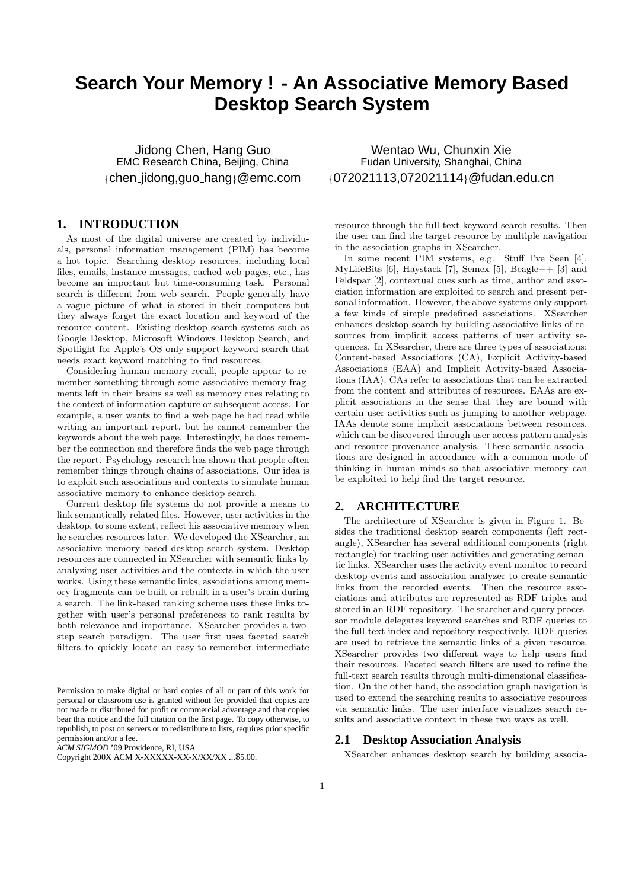# Search Your Memory ! - An Associative Memory Based Desktop Search System

Jidong Chen, Hang Guo
EMC Research China, Beijing, China
{chen_jidong,guo_hang}@emc.com

Wentao Wu, Chunxin Xie
Fudan University, Shanghai, China
{072021113,072021114}@fudan.edu.cn

## 1. INTRODUCTION

As most of the digital universe are created by individuals, personal information management (PIM) has become a hot topic. Searching desktop resources, including local files, emails, instance messages, cached web pages, etc., has become an important but time-consuming task. Personal search is different from web search. People generally have a vague picture of what is stored in their computers but they always forget the exact location and keyword of the resource content. Existing desktop search systems such as Google Desktop, Microsoft Windows Desktop Search, and Spotlight for Apple's OS only support keyword search that needs exact keyword matching to find resources.

Considering human memory recall, people appear to remember something through some associative memory fragments left in their brains as well as memory cues relating to the context of information capture or subsequent access. For example, a user wants to find a web page he had read while writing an important report, but he cannot remember the keywords about the web page. Interestingly, he does remember the connection and therefore finds the web page through the report. Psychology research has shown that people often remember things through chains of associations. Our idea is to exploit such associations and contexts to simulate human associative memory to enhance desktop search.

Current desktop file systems do not provide a means to link semantically related files. However, user activities in the desktop, to some extent, reflect his associative memory when he searches resources later. We developed the XSearcher, an associative memory based desktop search system. Desktop resources are connected in XSearcher with semantic links by analyzing user activities and the contexts in which the user works. Using these semantic links, associations among memory fragments can be built or rebuilt in a user's brain during a search. The link-based ranking scheme uses these links together with user's personal preferences to rank results by both relevance and importance. XSearcher provides a two-step search paradigm. The user first uses faceted search filters to quickly locate an easy-to-remember intermediate resource through the full-text keyword search results. Then the user can find the target resource by multiple navigation in the association graphs in XSearcher.

In some recent PIM systems, e.g. Stuff I've Seen [4], MyLifeBits [6], Haystack [7], Semex [5], Beagle++ [3] and Feldspar [2], contextual cues such as time, author and association information are exploited to search and present personal information. However, the above systems only support a few kinds of simple predefined associations. XSearcher enhances desktop search by building associative links of resources from implicit access patterns of user activity sequences. In XSearcher, there are three types of associations: Content-based Associations (CA), Explicit Activity-based Associations (EAA) and Implicit Activity-based Associations (IAA). CAs refer to associations that can be extracted from the content and attributes of resources. EAAs are explicit associations in the sense that they are bound with certain user activities such as jumping to another webpage. IAAs denote some implicit associations between resources, which can be discovered through user access pattern analysis and resource provenance analysis. These semantic associations are designed in accordance with a common mode of thinking in human minds so that associative memory can be exploited to help find the target resource.

## 2. ARCHITECTURE

The architecture of XSearcher is given in Figure 1. Besides the traditional desktop search components (left rectangle), XSearcher has several additional components (right rectangle) for tracking user activities and generating semantic links. XSearcher uses the activity event monitor to record desktop events and association analyzer to create semantic links from the recorded events. Then the resource associations and attributes are represented as RDF triples and stored in an RDF repository. The searcher and query processor module delegates keyword searches and RDF queries to the full-text index and repository respectively. RDF queries are used to retrieve the semantic links of a given resource. XSearcher provides two different ways to help users find their resources. Faceted search filters are used to refine the full-text search results through multi-dimensional classification. On the other hand, the association graph navigation is used to extend the searching results to associative resources via semantic links. The user interface visualizes search results and associative context in these two ways as well.

### 2.1 Desktop Association Analysis

XSearcher enhances desktop search by building associa-

Permission to make digital or hard copies of all or part of this work for personal or classroom use is granted without fee provided that copies are not made or distributed for profit or commercial advantage and that copies bear this notice and the full citation on the first page. To copy otherwise, to republish, to post on servers or to redistribute to lists, requires prior specific permission and/or a fee.
*ACM SIGMOD* '09 Providence, RI, USA
Copyright 200X ACM X-XXXXX-XX-X/XX/XX ...$5.00.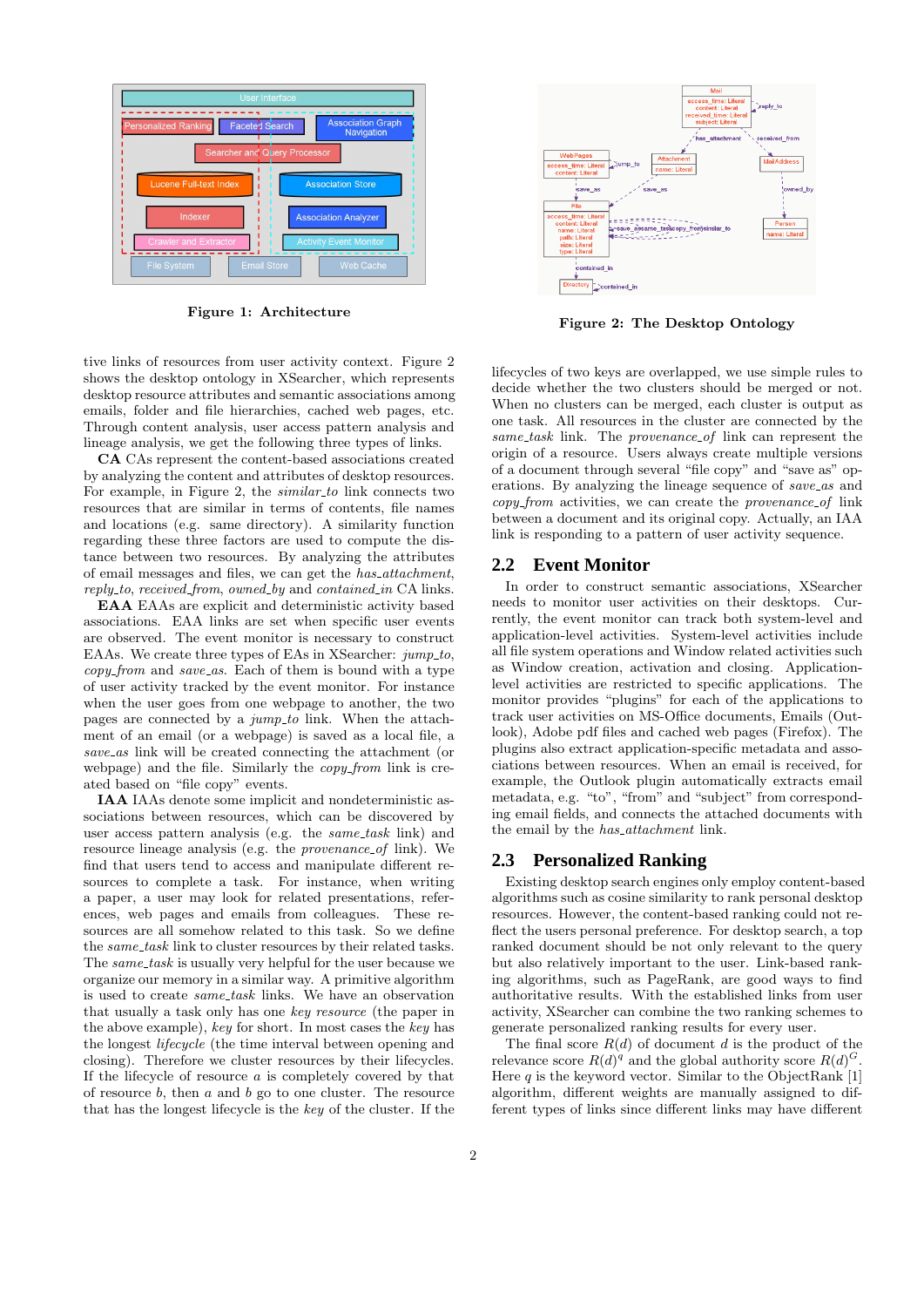Figure 1: Architecture

Figure 2: The Desktop Ontology

tive links of resources from user activity context. Figure 2 shows the desktop ontology in XSearcher, which represents desktop resource attributes and semantic associations among emails, folder and file hierarchies, cached web pages, etc. Through content analysis, user access pattern analysis and lineage analysis, we get the following three types of links.

**CA** CAs represent the content-based associations created by analyzing the content and attributes of desktop resources. For example, in Figure 2, the *similar_to* link connects two resources that are similar in terms of contents, file names and locations (e.g. same directory). A similarity function regarding these three factors are used to compute the distance between two resources. By analyzing the attributes of email messages and files, we can get the *has_attachment*, *reply_to*, *received_from*, *owned_by* and *contained_in* CA links.

**EAA** EAAs are explicit and deterministic activity based associations. EAA links are set when specific user events are observed. The event monitor is necessary to construct EAAs. We create three types of EAs in XSearcher: *jump_to*, *copy_from* and *save_as*. Each of them is bound with a type of user activity tracked by the event monitor. For instance when the user goes from one webpage to another, the two pages are connected by a *jump_to* link. When the attachment of an email (or a webpage) is saved as a local file, a *save_as* link will be created connecting the attachment (or webpage) and the file. Similarly the *copy_from* link is created based on "file copy" events.

**IAA** IAAs denote some implicit and nondeterministic associations between resources, which can be discovered by user access pattern analysis (e.g. the *same_task* link) and resource lineage analysis (e.g. the *provenance_of* link). We find that users tend to access and manipulate different resources to complete a task. For instance, when writing a paper, a user may look for related presentations, references, web pages and emails from colleagues. These resources are all somehow related to this task. So we define the *same_task* link to cluster resources by their related tasks. The *same_task* is usually very helpful for the user because we organize our memory in a similar way. A primitive algorithm is used to create *same_task* links. We have an observation that usually a task only has one *key resource* (the paper in the above example), *key* for short. In most cases the *key* has the longest *lifecycle* (the time interval between opening and closing). Therefore we cluster resources by their lifecycles. If the lifecycle of resource $a$ is completely covered by that of resource $b$, then $a$ and $b$ go to one cluster. The resource that has the longest lifecycle is the *key* of the cluster. If the lifecycles of two keys are overlapped, we use simple rules to decide whether the two clusters should be merged or not. When no clusters can be merged, each cluster is output as one task. All resources in the cluster are connected by the *same_task* link. The *provenance_of* link can represent the origin of a resource. Users always create multiple versions of a document through several "file copy" and "save as" operations. By analyzing the lineage sequence of *save_as* and *copy_from* activities, we can create the *provenance_of* link between a document and its original copy. Actually, an IAA link is responding to a pattern of user activity sequence.

## 2.2 Event Monitor

In order to construct semantic associations, XSearcher needs to monitor user activities on their desktops. Currently, the event monitor can track both system-level and application-level activities. System-level activities include all file system operations and Window related activities such as Window creation, activation and closing. Application-level activities are restricted to specific applications. The monitor provides "plugins" for each of the applications to track user activities on MS-Office documents, Emails (Outlook), Adobe pdf files and cached web pages (Firefox). The plugins also extract application-specific metadata and associations between resources. When an email is received, for example, the Outlook plugin automatically extracts email metadata, e.g. "to", "from" and "subject" from corresponding email fields, and connects the attached documents with the email by the *has_attachment* link.

## 2.3 Personalized Ranking

Existing desktop search engines only employ content-based algorithms such as cosine similarity to rank personal desktop resources. However, the content-based ranking could not reflect the users personal preference. For desktop search, a top ranked document should be not only relevant to the query but also relatively important to the user. Link-based ranking algorithms, such as PageRank, are good ways to find authoritative results. With the established links from user activity, XSearcher can combine the two ranking schemes to generate personalized ranking results for every user.

The final score $R(d)$ of document $d$ is the product of the relevance score $R(d)^q$ and the global authority score $R(d)^G$. Here $q$ is the keyword vector. Similar to the ObjectRank [1] algorithm, different weights are manually assigned to different types of links since different links may have different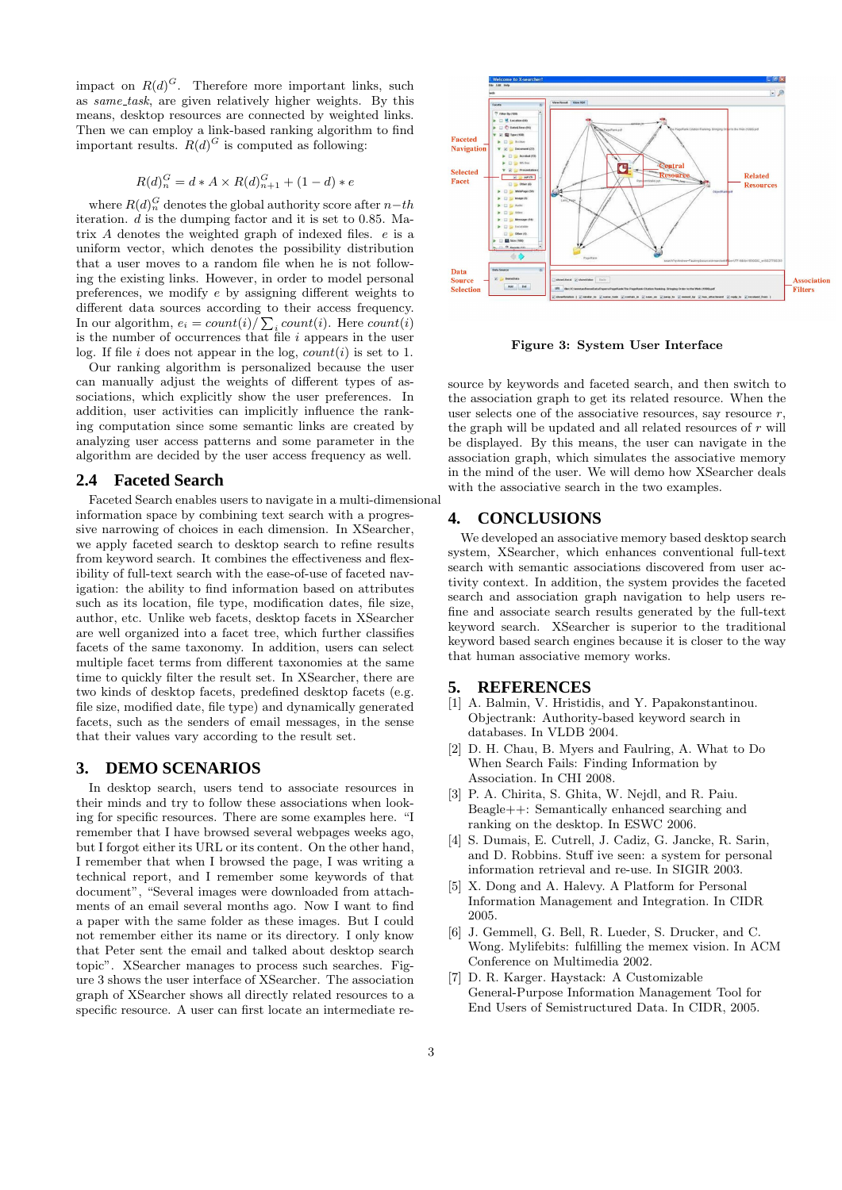impact on $R(d)^G$. Therefore more important links, such as *same_task*, are given relatively higher weights. By this means, desktop resources are connected by weighted links. Then we can employ a link-based ranking algorithm to find important results. $R(d)^G$ is computed as following:

$$R(d)^G_n = d * A \times R(d)^G_{n+1} + (1-d) * e$$

where $R(d)^G_n$ denotes the global authority score after $n\!-\!th$ iteration. $d$ is the dumping factor and it is set to 0.85. Matrix $A$ denotes the weighted graph of indexed files. $e$ is a uniform vector, which denotes the possibility distribution that a user moves to a random file when he is not following the existing links. However, in order to model personal preferences, we modify $e$ by assigning different weights to different data sources according to their access frequency. In our algorithm, $e_i = count(i)/\sum_i count(i)$. Here $count(i)$ is the number of occurrences that file $i$ appears in the user log. If file $i$ does not appear in the log, $count(i)$ is set to 1.

Our ranking algorithm is personalized because the user can manually adjust the weights of different types of associations, which explicitly show the user preferences. In addition, user activities can implicitly influence the ranking computation since some semantic links are created by analyzing user access patterns and some parameter in the algorithm are decided by the user access frequency as well.

## 2.4 Faceted Search

Faceted Search enables users to navigate in a multi-dimensional information space by combining text search with a progressive narrowing of choices in each dimension. In XSearcher, we apply faceted search to desktop search to refine results from keyword search. It combines the effectiveness and flexibility of full-text search with the ease-of-use of faceted navigation: the ability to find information based on attributes such as its location, file type, modification dates, file size, author, etc. Unlike web facets, desktop facets in XSearcher are well organized into a facet tree, which further classifies facets of the same taxonomy. In addition, users can select multiple facet terms from different taxonomies at the same time to quickly filter the result set. In XSearcher, there are two kinds of desktop facets, predefined desktop facets (e.g. file size, modified date, file type) and dynamically generated facets, such as the senders of email messages, in the sense that their values vary according to the result set.

## 3. DEMO SCENARIOS

In desktop search, users tend to associate resources in their minds and try to follow these associations when looking for specific resources. There are some examples here. "I remember that I have browsed several webpages weeks ago, but I forgot either its URL or its content. On the other hand, I remember that when I browsed the page, I was writing a technical report, and I remember some keywords of that document", "Several images were downloaded from attachments of an email several months ago. Now I want to find a paper with the same folder as these images. But I could not remember either its name or its directory. I only know that Peter sent the email and talked about desktop search topic". XSearcher manages to process such searches. Figure 3 shows the user interface of XSearcher. The association graph of XSearcher shows all directly related resources to a specific resource. A user can first locate an intermediate resource by keywords and faceted search, and then switch to the association graph to get its related resource. When the user selects one of the associative resources, say resource $r$, the graph will be updated and all related resources of $r$ will be displayed. By this means, the user can navigate in the association graph, which simulates the associative memory in the mind of the user. We will demo how XSearcher deals with the associative search in the two examples.

Faceted Navigation
Selected Facet
Central Resource
Related Resources
Data Source Selection
Association Filters

**Figure 3: System User Interface**

## 4. CONCLUSIONS

We developed an associative memory based desktop search system, XSearcher, which enhances conventional full-text search with semantic associations discovered from user activity context. In addition, the system provides the faceted search and association graph navigation to help users refine and associate search results generated by the full-text keyword search. XSearcher is superior to the traditional keyword based search engines because it is closer to the way that human associative memory works.

## 5. REFERENCES

[1] A. Balmin, V. Hristidis, and Y. Papakonstantinou. Objectrank: Authority-based keyword search in databases. In VLDB 2004.

[2] D. H. Chau, B. Myers and Faulring, A. What to Do When Search Fails: Finding Information by Association. In CHI 2008.

[3] P. A. Chirita, S. Ghita, W. Nejdl, and R. Paiu. Beagle++: Semantically enhanced searching and ranking on the desktop. In ESWC 2006.

[4] S. Dumais, E. Cutrell, J. Cadiz, G. Jancke, R. Sarin, and D. Robbins. Stuff ive seen: a system for personal information retrieval and re-use. In SIGIR 2003.

[5] X. Dong and A. Halevy. A Platform for Personal Information Management and Integration. In CIDR 2005.

[6] J. Gemmell, G. Bell, R. Lueder, S. Drucker, and C. Wong. Mylifebits: fulfilling the memex vision. In ACM Conference on Multimedia 2002.

[7] D. R. Karger. Haystack: A Customizable General-Purpose Information Management Tool for End Users of Semistructured Data. In CIDR, 2005.